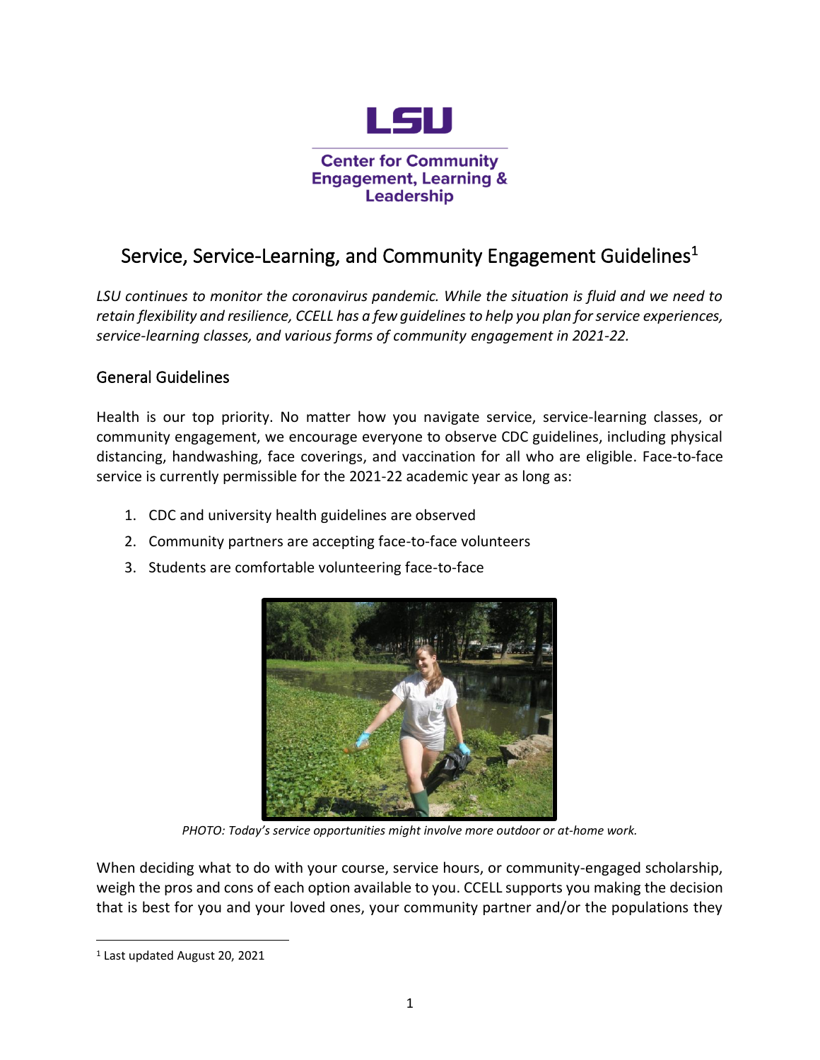LSU

Center for Community Engagement, Learning & Leadership

# Service, Service-Learning, and Community Engagement Guidelines[1]

*LSU continues to monitor the coronavirus pandemic. While the situation is fluid and we need to retain flexibility and resilience, CCELL has a few guidelines to help you plan for service experiences, service-learning classes, and various forms of community engagement in 2021-22.*

## General Guidelines

Health is our top priority. No matter how you navigate service, service-learning classes, or community engagement, we encourage everyone to observe CDC guidelines, including physical distancing, handwashing, face coverings, and vaccination for all who are eligible. Face-to-face service is currently permissible for the 2021-22 academic year as long as:

1. CDC and university health guidelines are observed
2. Community partners are accepting face-to-face volunteers
3. Students are comfortable volunteering face-to-face

*PHOTO: Today's service opportunities might involve more outdoor or at-home work.*

When deciding what to do with your course, service hours, or community-engaged scholarship, weigh the pros and cons of each option available to you. CCELL supports you making the decision that is best for you and your loved ones, your community partner and/or the populations they

[1] Last updated August 20, 2021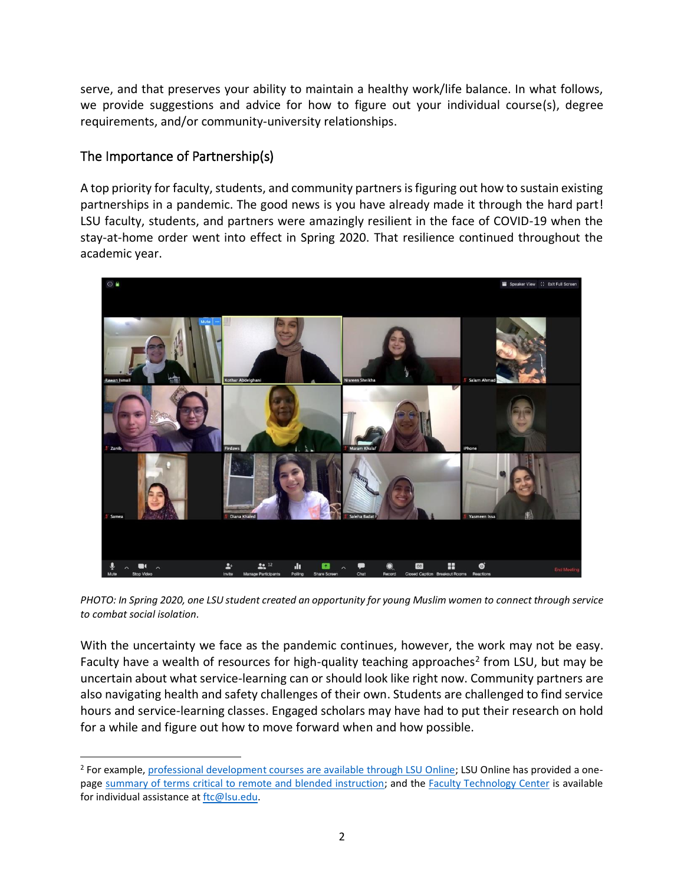serve, and that preserves your ability to maintain a healthy work/life balance. In what follows, we provide suggestions and advice for how to figure out your individual course(s), degree requirements, and/or community-university relationships.

## The Importance of Partnership(s)

A top priority for faculty, students, and community partners is figuring out how to sustain existing partnerships in a pandemic. The good news is you have already made it through the hard part! LSU faculty, students, and partners were amazingly resilient in the face of COVID-19 when the stay-at-home order went into effect in Spring 2020. That resilience continued throughout the academic year.

*PHOTO: In Spring 2020, one LSU student created an opportunity for young Muslim women to connect through service to combat social isolation.*

With the uncertainty we face as the pandemic continues, however, the work may not be easy. Faculty have a wealth of resources for high-quality teaching approaches[2] from LSU, but may be uncertain about what service-learning can or should look like right now. Community partners are also navigating health and safety challenges of their own. Students are challenged to find service hours and service-learning classes. Engaged scholars may have had to put their research on hold for a while and figure out how to move forward when and how possible.

---

[2] For example, professional development courses are available through LSU Online; LSU Online has provided a one-page summary of terms critical to remote and blended instruction; and the Faculty Technology Center is available for individual assistance at ftc@lsu.edu.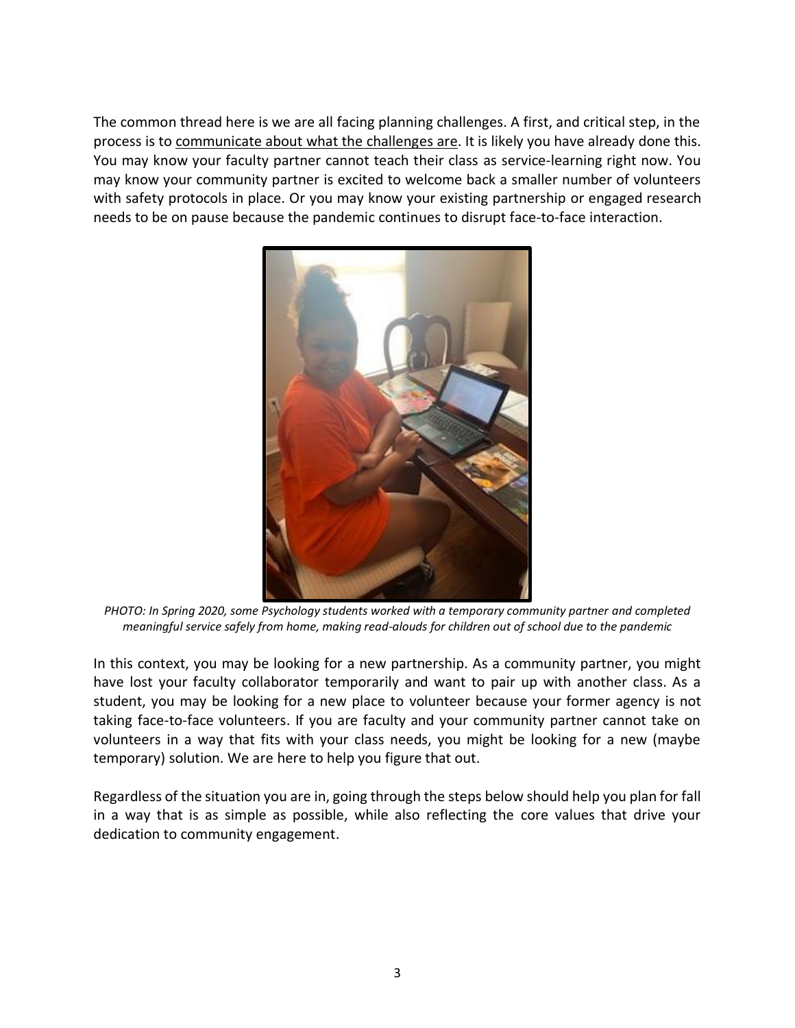The common thread here is we are all facing planning challenges. A first, and critical step, in the process is to communicate about what the challenges are. It is likely you have already done this. You may know your faculty partner cannot teach their class as service-learning right now. You may know your community partner is excited to welcome back a smaller number of volunteers with safety protocols in place. Or you may know your existing partnership or engaged research needs to be on pause because the pandemic continues to disrupt face-to-face interaction.

*PHOTO: In Spring 2020, some Psychology students worked with a temporary community partner and completed meaningful service safely from home, making read-alouds for children out of school due to the pandemic*

In this context, you may be looking for a new partnership. As a community partner, you might have lost your faculty collaborator temporarily and want to pair up with another class. As a student, you may be looking for a new place to volunteer because your former agency is not taking face-to-face volunteers. If you are faculty and your community partner cannot take on volunteers in a way that fits with your class needs, you might be looking for a new (maybe temporary) solution. We are here to help you figure that out.

Regardless of the situation you are in, going through the steps below should help you plan for fall in a way that is as simple as possible, while also reflecting the core values that drive your dedication to community engagement.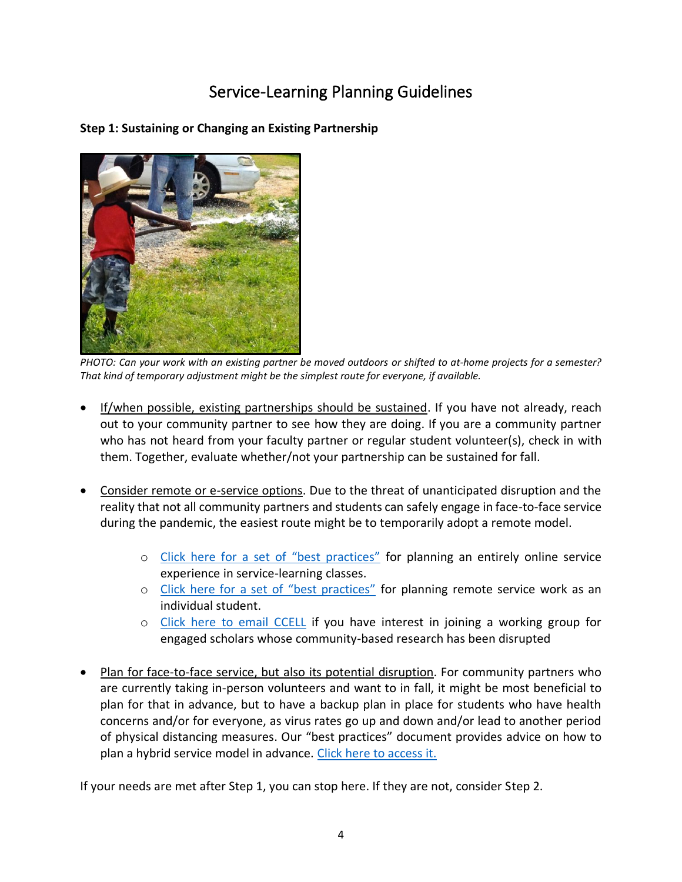# Service-Learning Planning Guidelines

**Step 1: Sustaining or Changing an Existing Partnership**

*PHOTO: Can your work with an existing partner be moved outdoors or shifted to at-home projects for a semester? That kind of temporary adjustment might be the simplest route for everyone, if available.*

- If/when possible, existing partnerships should be sustained. If you have not already, reach out to your community partner to see how they are doing. If you are a community partner who has not heard from your faculty partner or regular student volunteer(s), check in with them. Together, evaluate whether/not your partnership can be sustained for fall.

- Consider remote or e-service options. Due to the threat of unanticipated disruption and the reality that not all community partners and students can safely engage in face-to-face service during the pandemic, the easiest route might be to temporarily adopt a remote model.

    - Click here for a set of "best practices" for planning an entirely online service experience in service-learning classes.
    - Click here for a set of "best practices" for planning remote service work as an individual student.
    - Click here to email CCELL if you have interest in joining a working group for engaged scholars whose community-based research has been disrupted

- Plan for face-to-face service, but also its potential disruption. For community partners who are currently taking in-person volunteers and want to in fall, it might be most beneficial to plan for that in advance, but to have a backup plan in place for students who have health concerns and/or for everyone, as virus rates go up and down and/or lead to another period of physical distancing measures. Our "best practices" document provides advice on how to plan a hybrid service model in advance. Click here to access it.

If your needs are met after Step 1, you can stop here. If they are not, consider Step 2.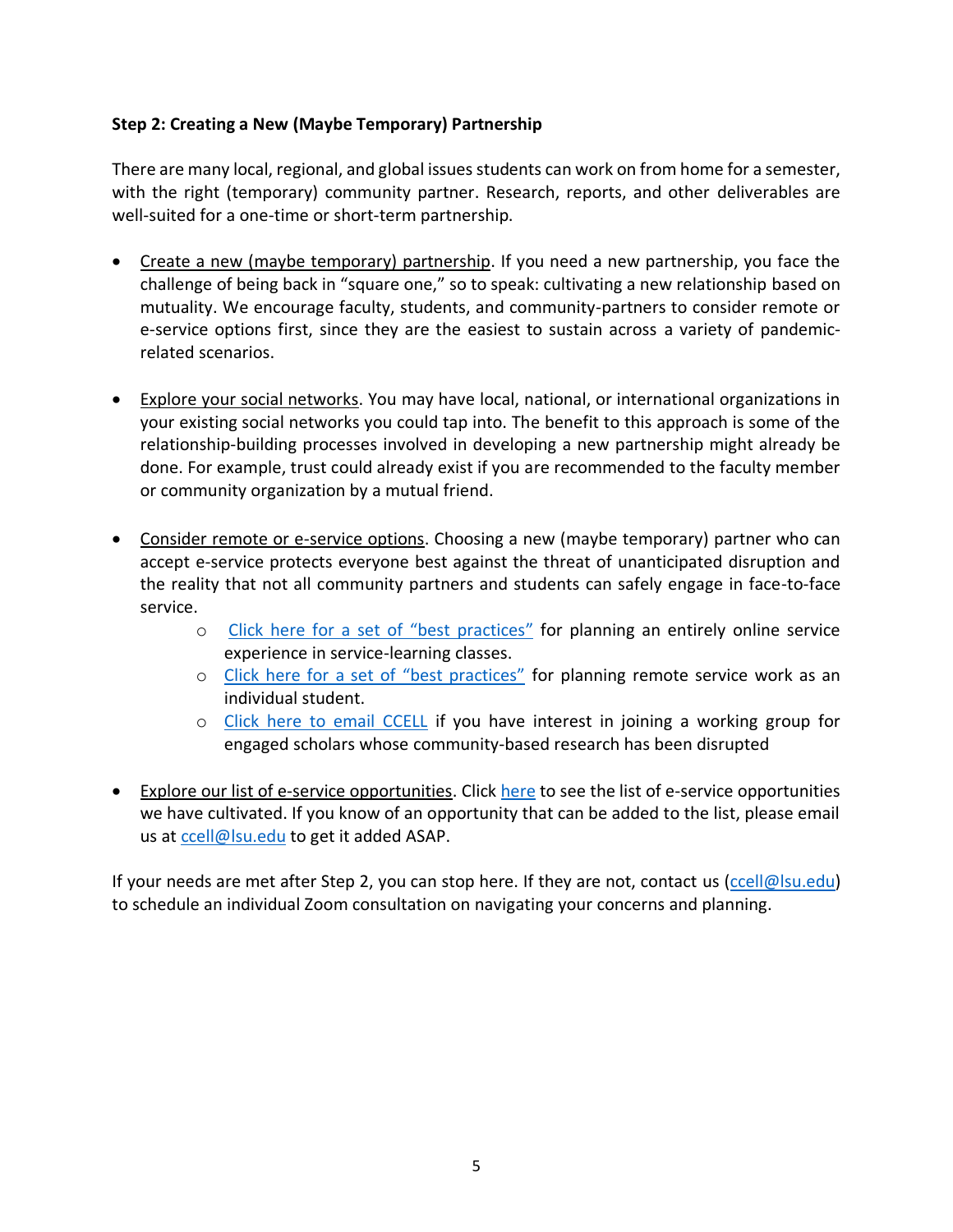**Step 2: Creating a New (Maybe Temporary) Partnership**

There are many local, regional, and global issues students can work on from home for a semester, with the right (temporary) community partner. Research, reports, and other deliverables are well-suited for a one-time or short-term partnership.

- Create a new (maybe temporary) partnership. If you need a new partnership, you face the challenge of being back in "square one," so to speak: cultivating a new relationship based on mutuality. We encourage faculty, students, and community-partners to consider remote or e-service options first, since they are the easiest to sustain across a variety of pandemic-related scenarios.

- Explore your social networks. You may have local, national, or international organizations in your existing social networks you could tap into. The benefit to this approach is some of the relationship-building processes involved in developing a new partnership might already be done. For example, trust could already exist if you are recommended to the faculty member or community organization by a mutual friend.

- Consider remote or e-service options. Choosing a new (maybe temporary) partner who can accept e-service protects everyone best against the threat of unanticipated disruption and the reality that not all community partners and students can safely engage in face-to-face service.
  - Click here for a set of "best practices" for planning an entirely online service experience in service-learning classes.
  - Click here for a set of "best practices" for planning remote service work as an individual student.
  - Click here to email CCELL if you have interest in joining a working group for engaged scholars whose community-based research has been disrupted

- Explore our list of e-service opportunities. Click here to see the list of e-service opportunities we have cultivated. If you know of an opportunity that can be added to the list, please email us at ccell@lsu.edu to get it added ASAP.

If your needs are met after Step 2, you can stop here. If they are not, contact us (ccell@lsu.edu) to schedule an individual Zoom consultation on navigating your concerns and planning.